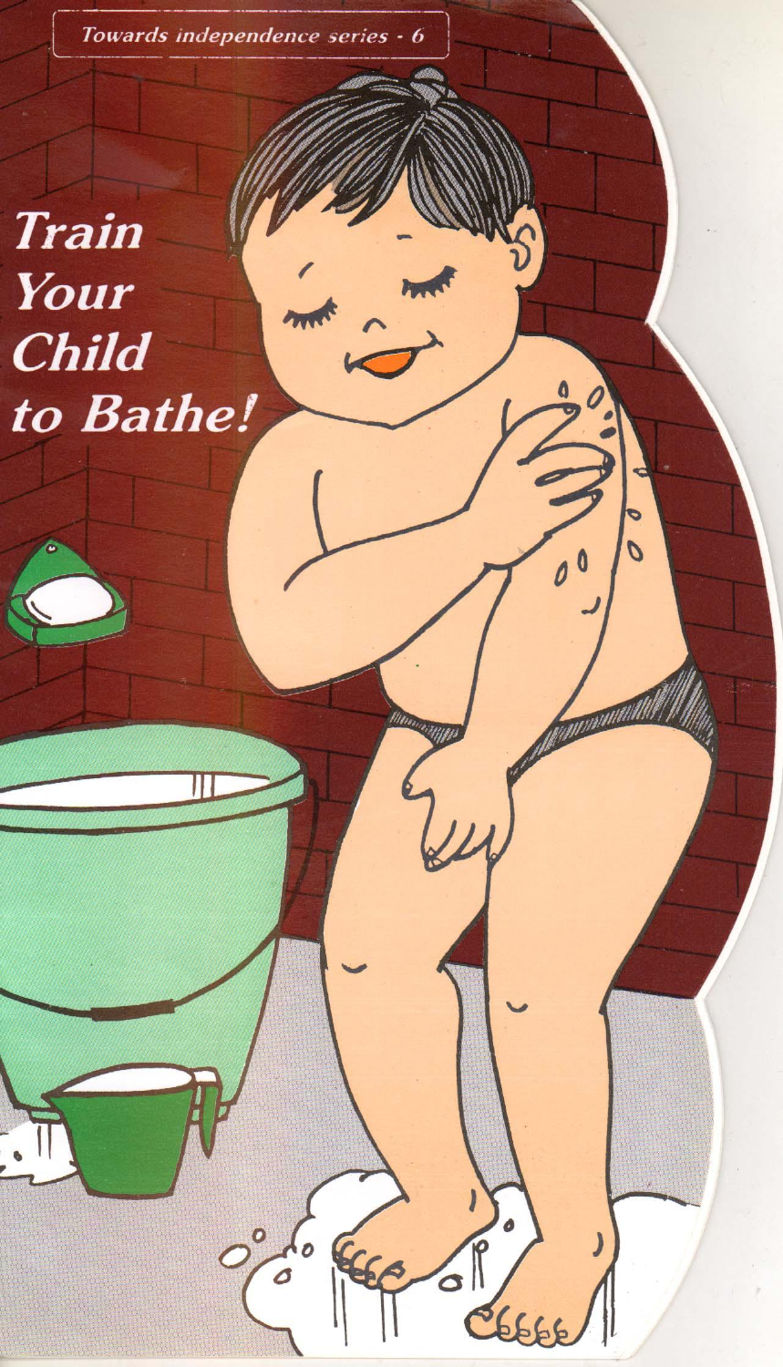Towards independence series - 6

# Train Your Child to Bathe!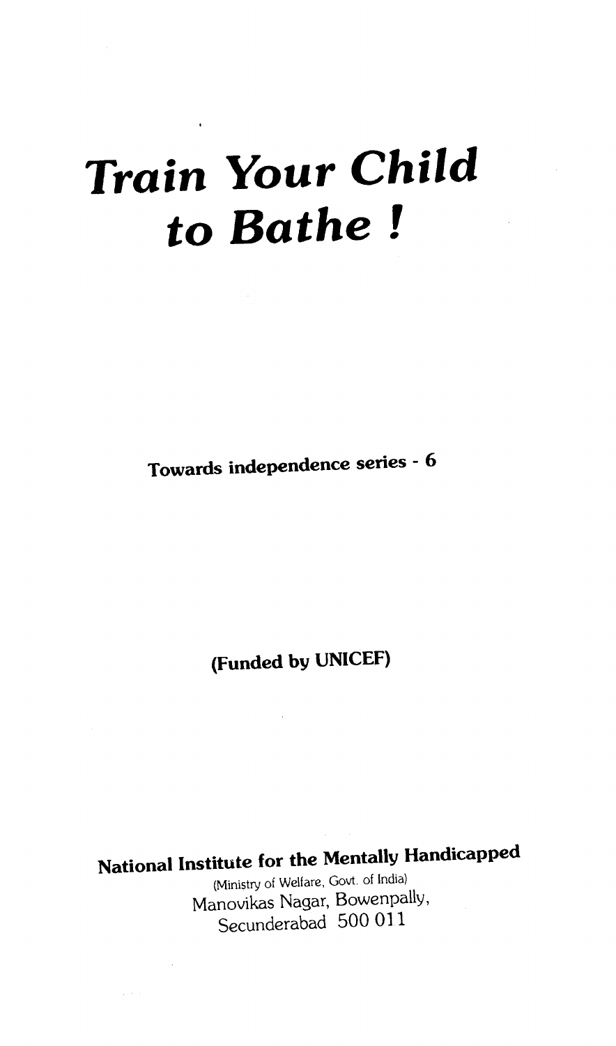# *Train Your Child to Bathe !*

**Towards independence series - 6**

**(Funded by UNICEF)**

**National Institute for the Mentally Handicapped**

(Ministry of Welfare, Govt. of India)
Manovikas Nagar, Bowenpally,
Secunderabad 500 011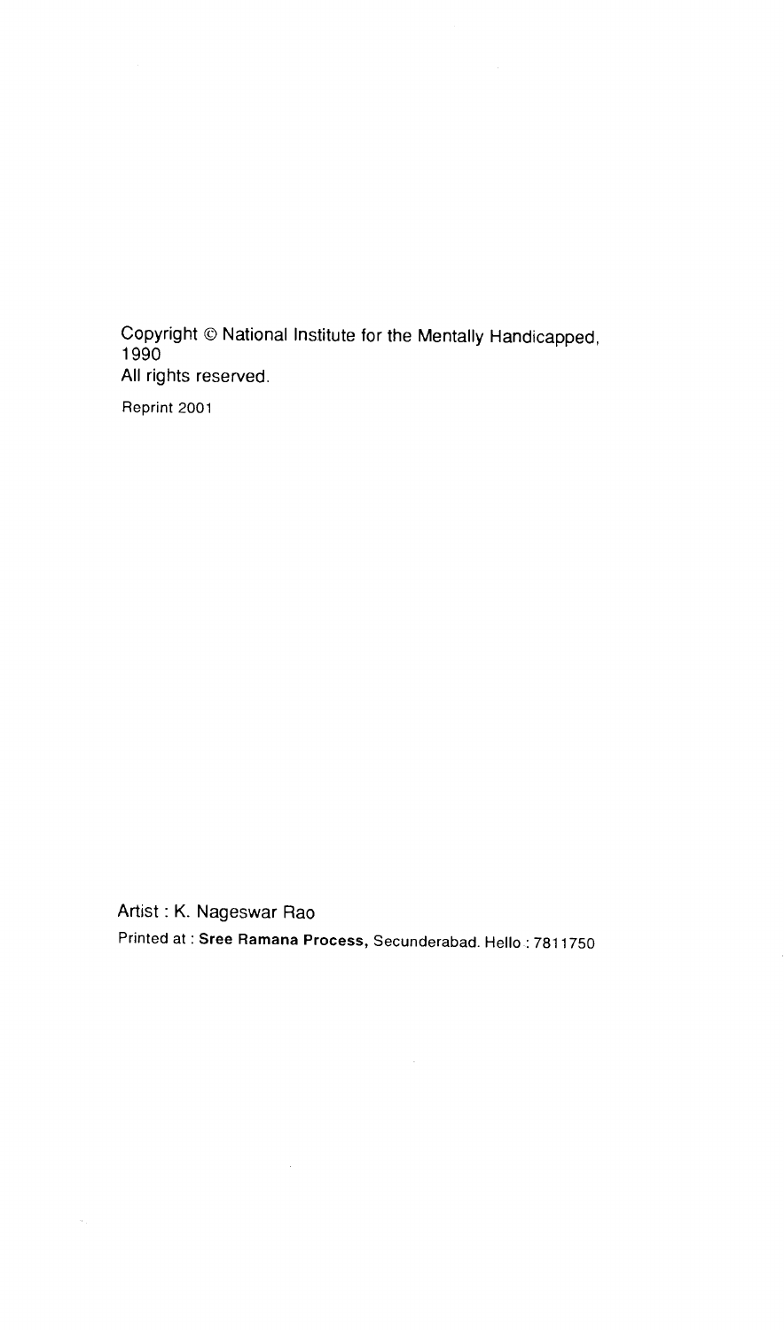Copyright © National Institute for the Mentally Handicapped,
1990
All rights reserved.

Reprint 2001

Artist : K. Nageswar Rao

Printed at : **Sree Ramana Process,** Secunderabad. Hello : 7811750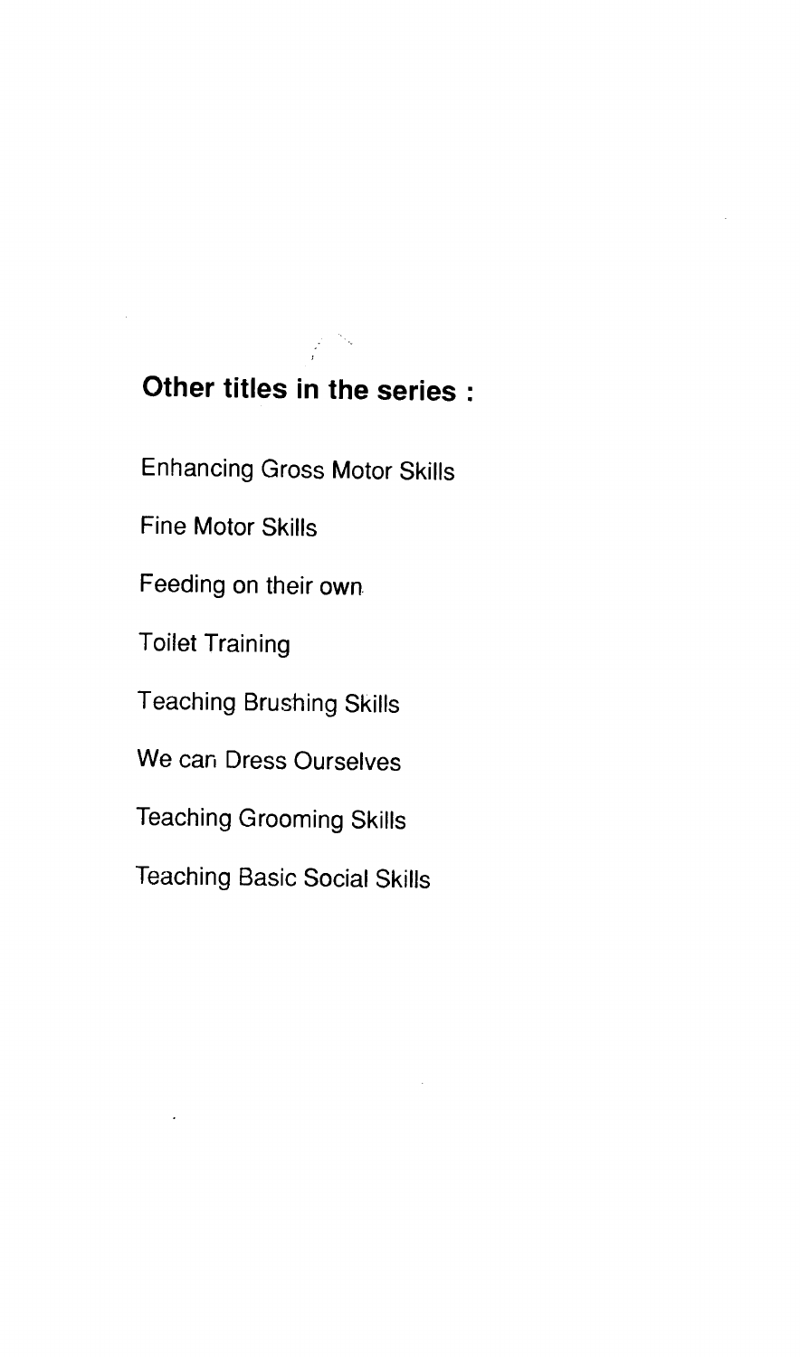**Other titles in the series :**

Enhancing Gross Motor Skills

Fine Motor Skills

Feeding on their own

Toilet Training

Teaching Brushing Skills

We can Dress Ourselves

Teaching Grooming Skills

Teaching Basic Social Skills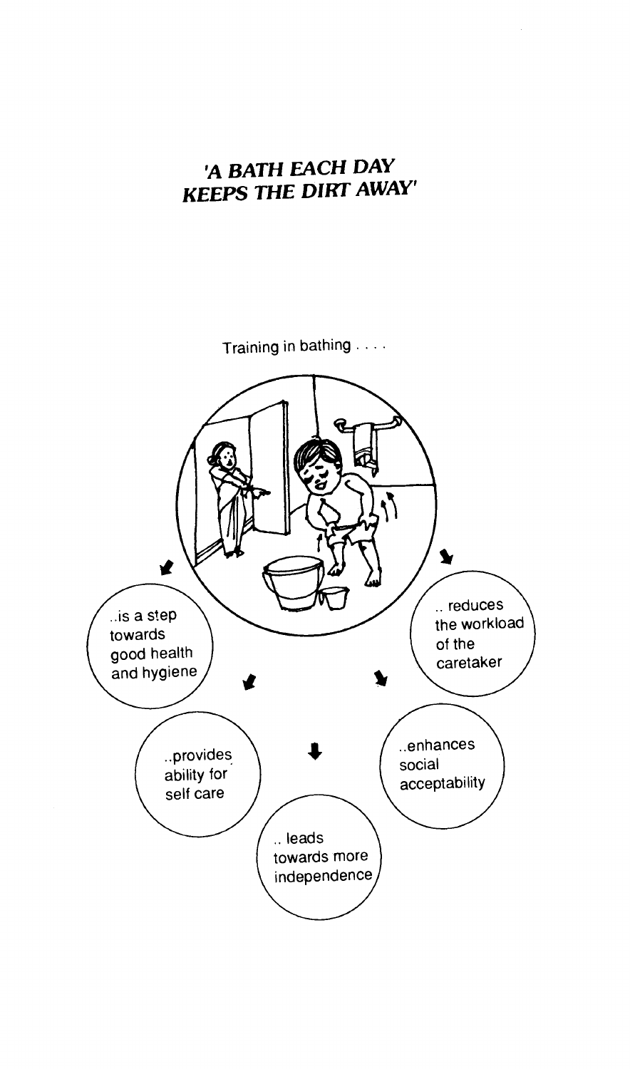## *'A BATH EACH DAY KEEPS THE DIRT AWAY'*

Training in bathing . . . .

- ..is a step towards good health and hygiene
- .. reduces the workload of the caretaker
- ..provides ability for self care
- ..enhances social acceptability
- .. leads towards more independence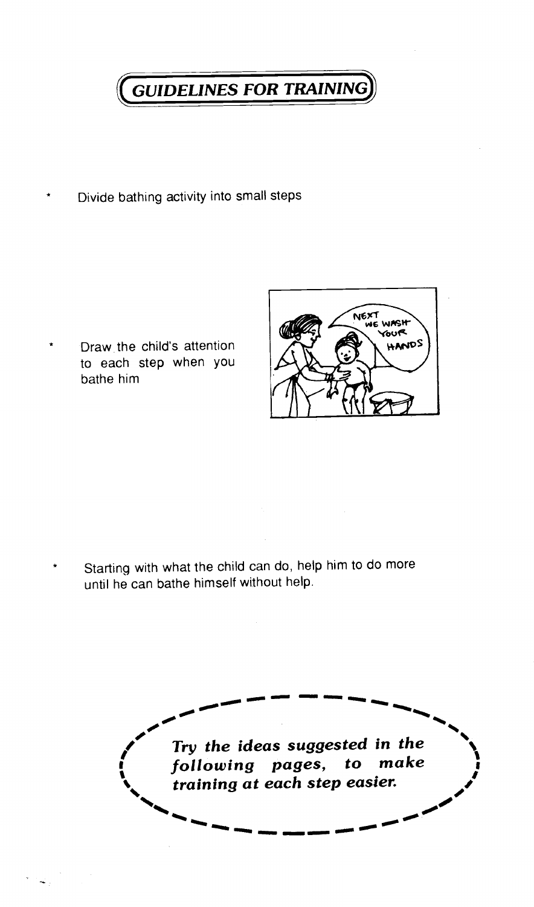# GUIDELINES FOR TRAINING

* Divide bathing activity into small steps

* Draw the child's attention to each step when you bathe him

* Starting with what the child can do, help him to do more until he can bathe himself without help.

***Try the ideas suggested in the following pages, to make training at each step easier.***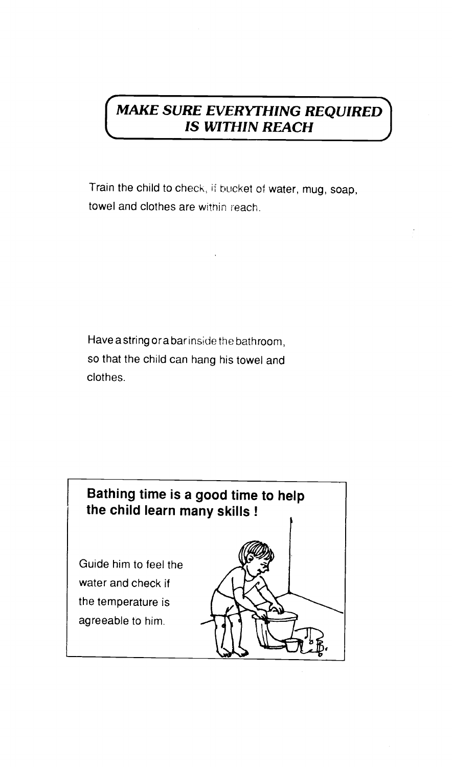## *MAKE SURE EVERYTHING REQUIRED IS WITHIN REACH*

Train the child to check, if bucket of water, mug, soap, towel and clothes are within reach.

Have a string or a bar inside the bathroom, so that the child can hang his towel and clothes.

**Bathing time is a good time to help the child learn many skills !**

Guide him to feel the water and check if the temperature is agreeable to him.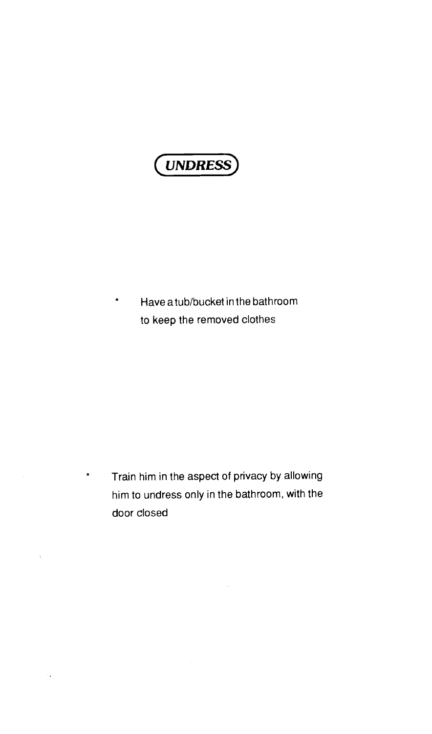## *UNDRESS*

* Have a tub/bucket in the bathroom to keep the removed clothes

* Train him in the aspect of privacy by allowing him to undress only in the bathroom, with the door closed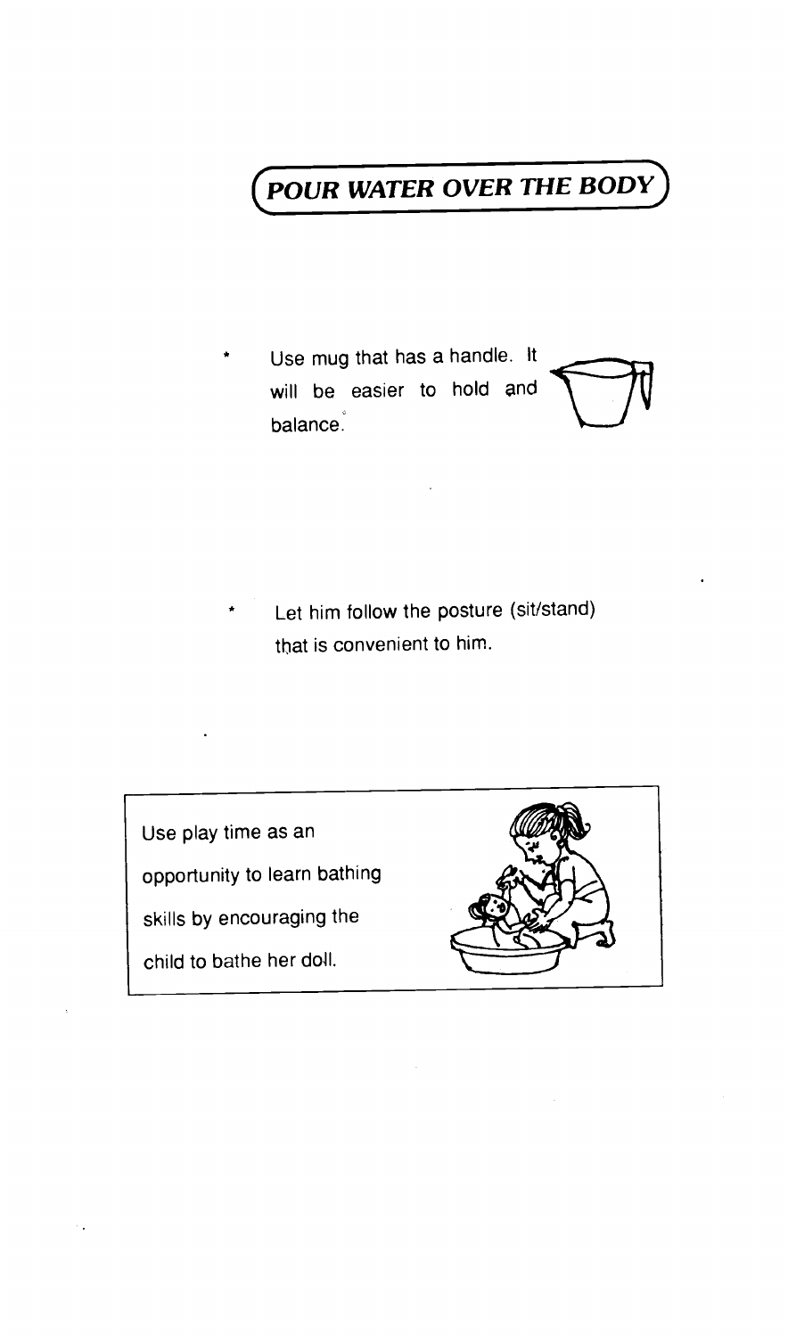# POUR WATER OVER THE BODY

* Use mug that has a handle. It will be easier to hold and balance.

* Let him follow the posture (sit/stand) that is convenient to him.

Use play time as an opportunity to learn bathing skills by encouraging the child to bathe her doll.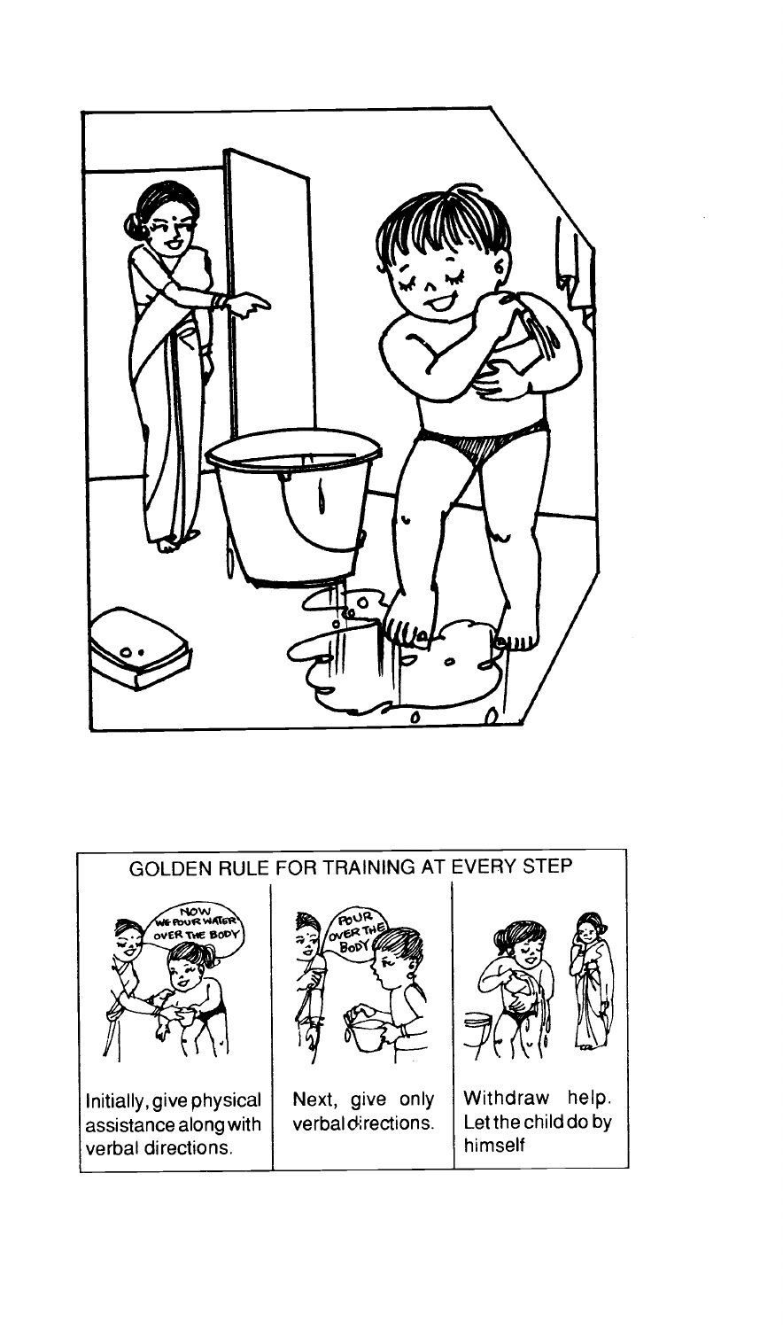GOLDEN RULE FOR TRAINING AT EVERY STEP

| | | |
|---|---|---|
| Initially, give physical assistance along with verbal directions. | Next, give only verbal directions. | Withdraw help. Let the child do by himself |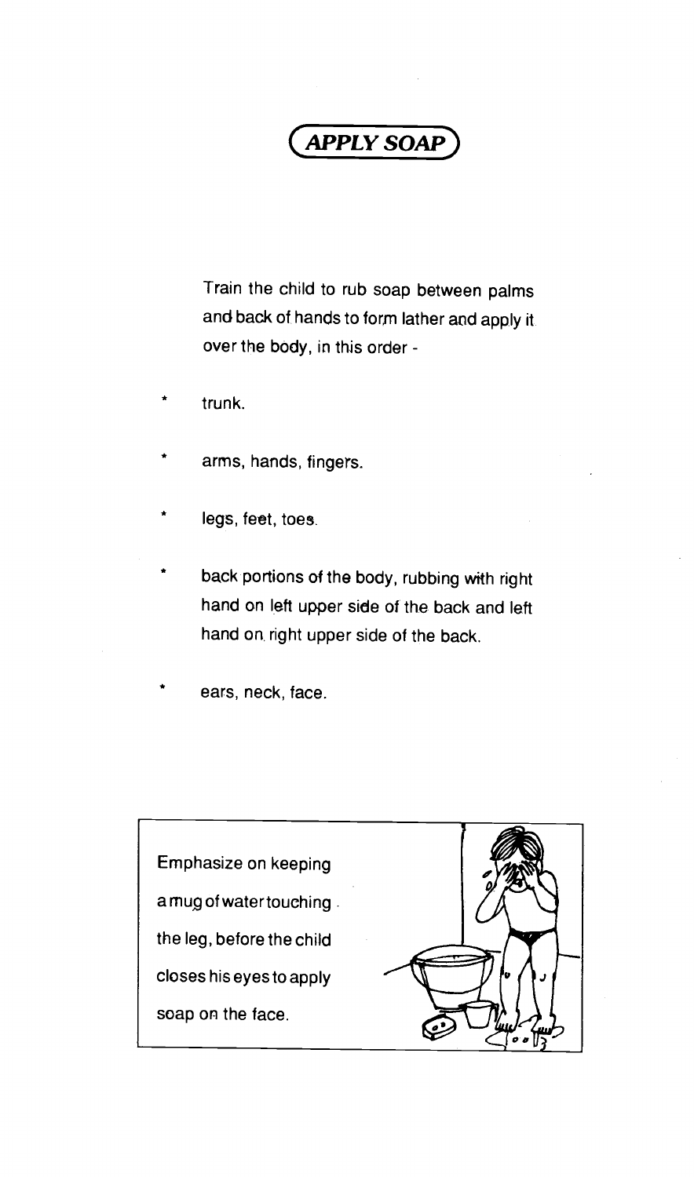# APPLY SOAP

Train the child to rub soap between palms and back of hands to form lather and apply it over the body, in this order -

* trunk.
* arms, hands, fingers.
* legs, feet, toes.
* back portions of the body, rubbing with right hand on left upper side of the back and left hand on right upper side of the back.
* ears, neck, face.

Emphasize on keeping a mug of water touching the leg, before the child closes his eyes to apply soap on the face.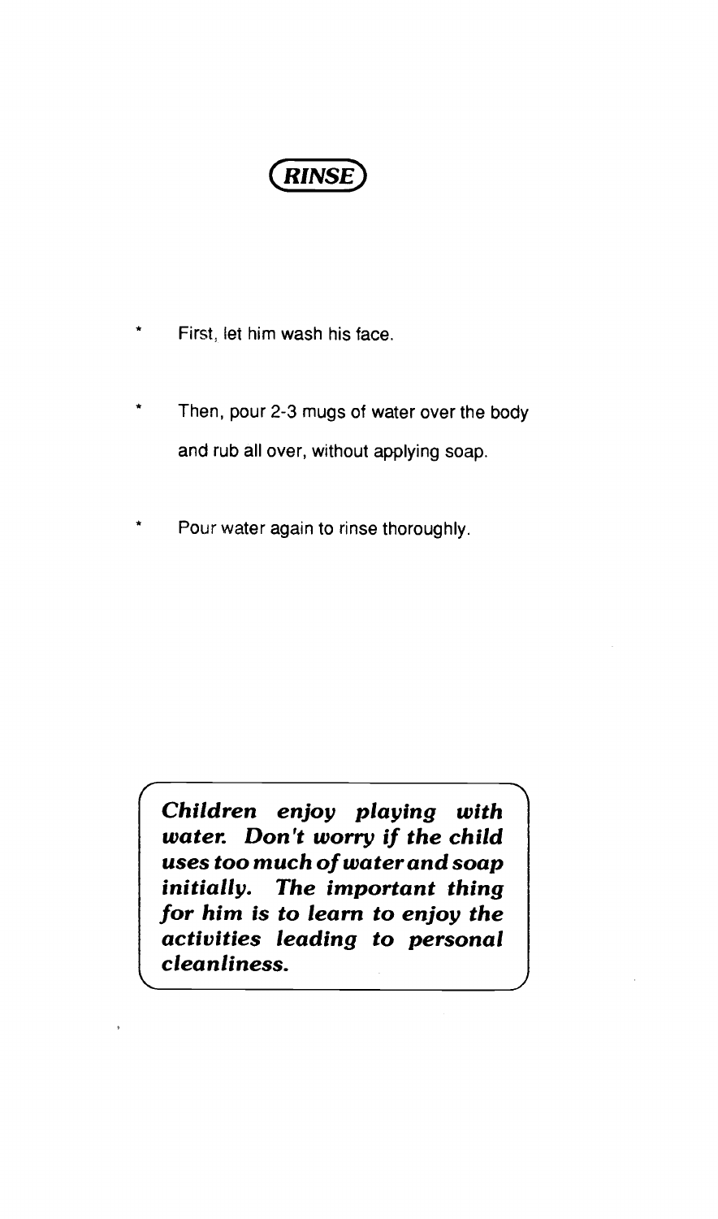## RINSE

* First, let him wash his face.
* Then, pour 2-3 mugs of water over the body and rub all over, without applying soap.
* Pour water again to rinse thoroughly.

***Children enjoy playing with water. Don't worry if the child uses too much of water and soap initially. The important thing for him is to learn to enjoy the activities leading to personal cleanliness.***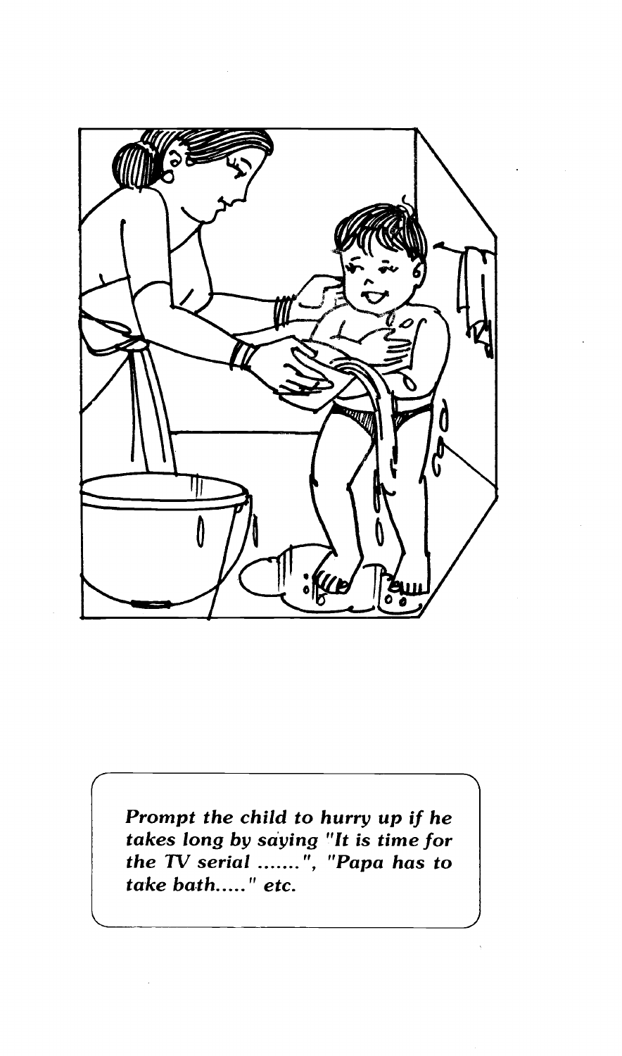*Prompt the child to hurry up if he takes long by saying "It is time for the TV serial .......", "Papa has to take bath....." etc.*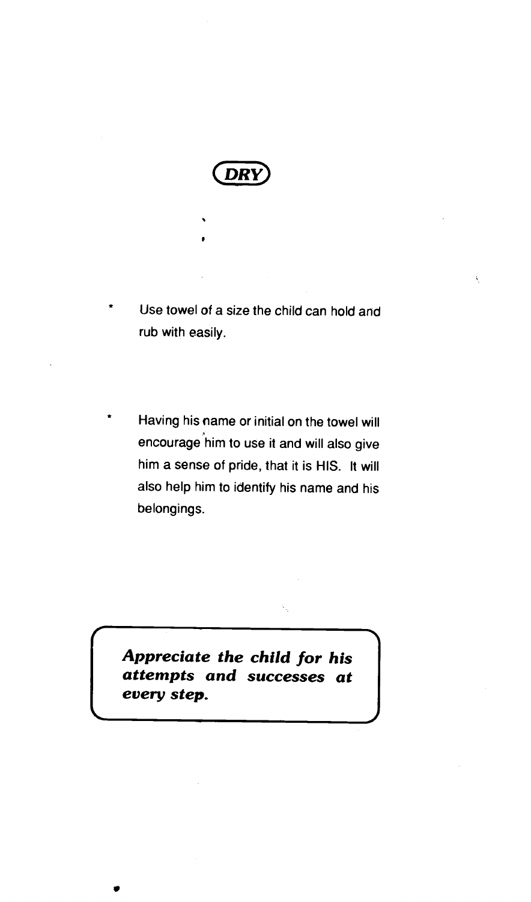## DRY

- Use towel of a size the child can hold and rub with easily.

- Having his name or initial on the towel will encourage him to use it and will also give him a sense of pride, that it is HIS. It will also help him to identify his name and his belongings.

> ***Appreciate the child for his attempts and successes at every step.***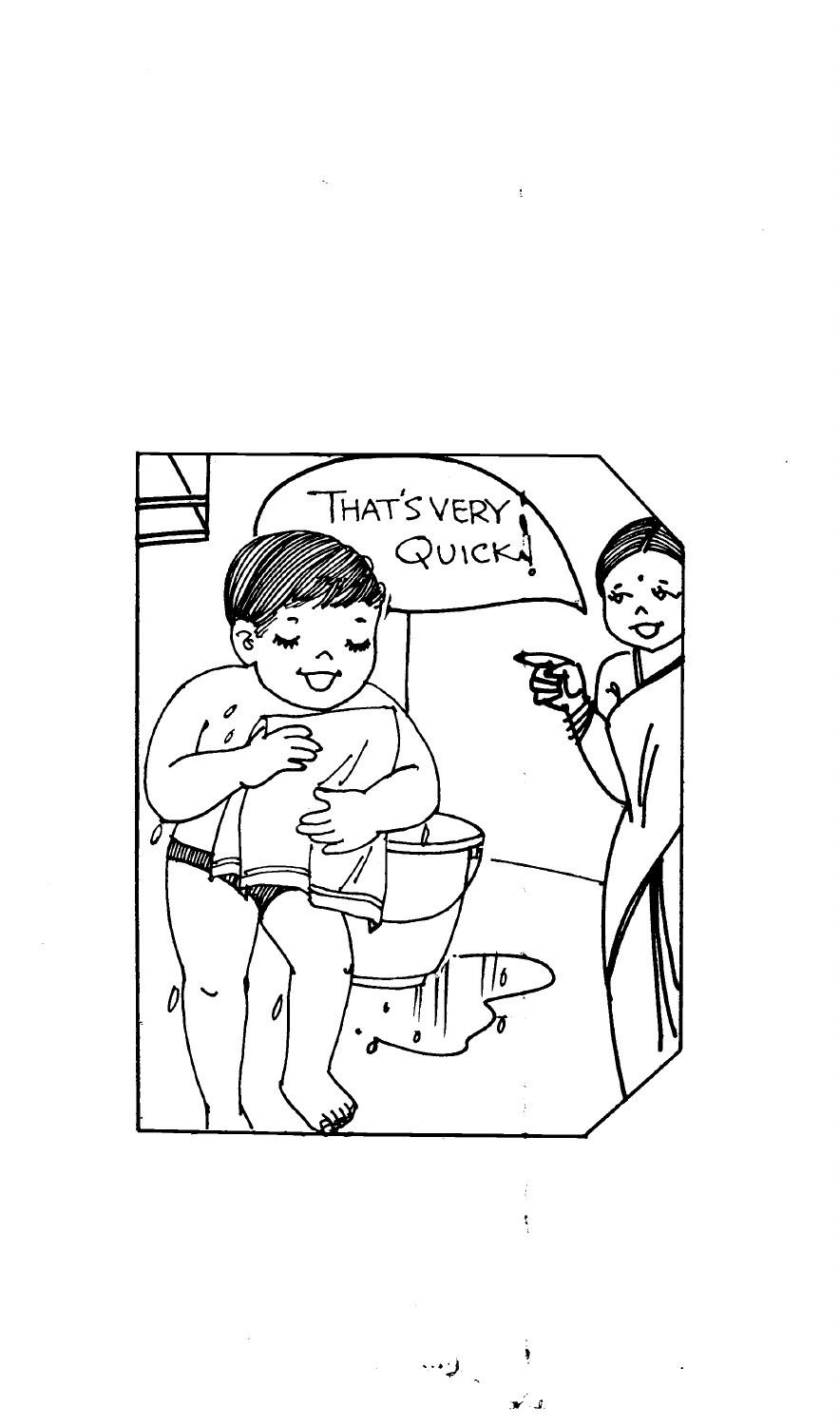THAT'S VERY QUICK!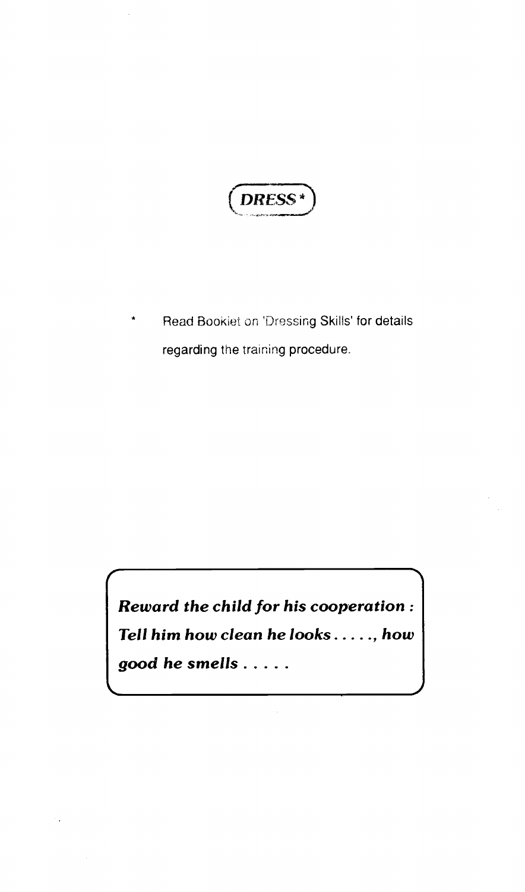# DRESS*

\* Read Booklet on 'Dressing Skills' for details regarding the training procedure.

***Reward the child for his cooperation : Tell him how clean he looks . . . . ., how good he smells . . . . .***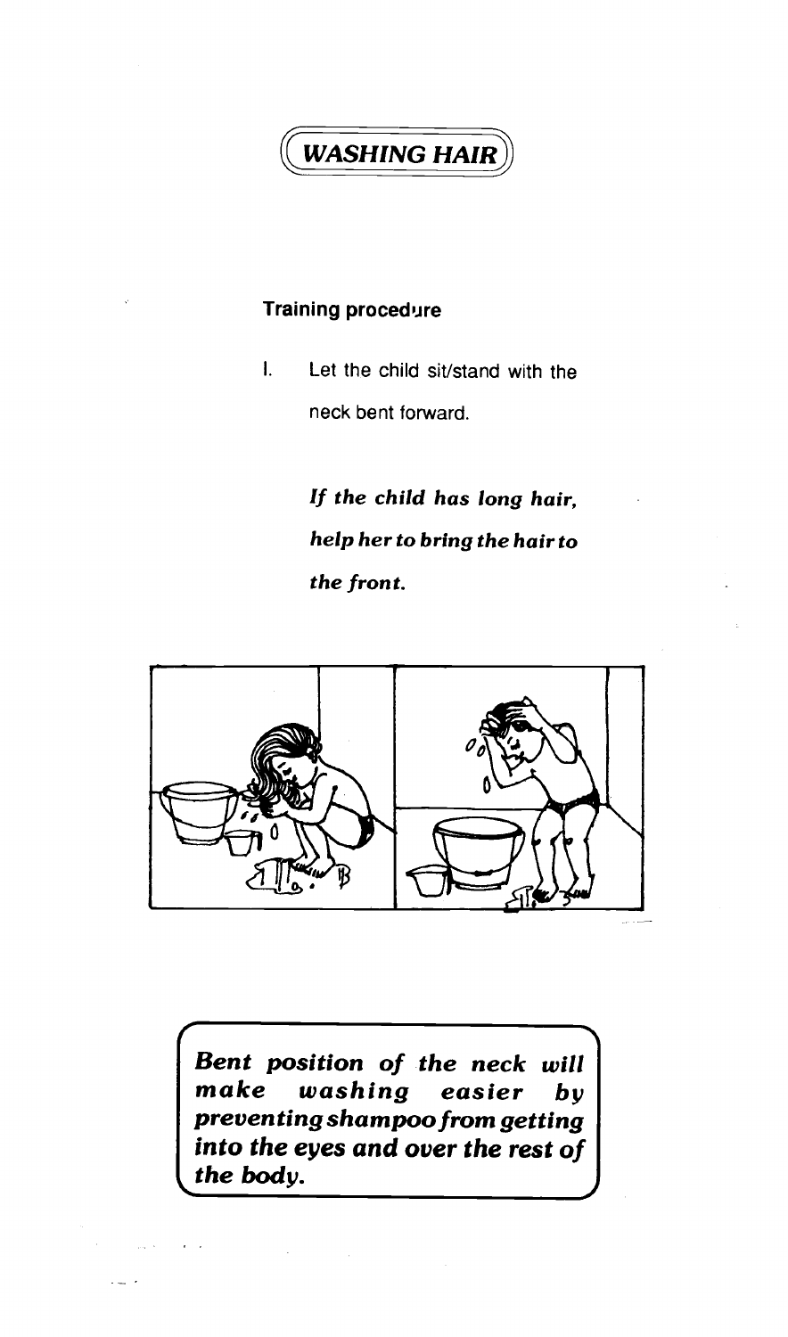# WASHING HAIR

**Training procedure**

I. Let the child sit/stand with the neck bent forward.

*If the child has long hair, help her to bring the hair to the front.*

***Bent position of the neck will make washing easier by preventing shampoo from getting into the eyes and over the rest of the body.***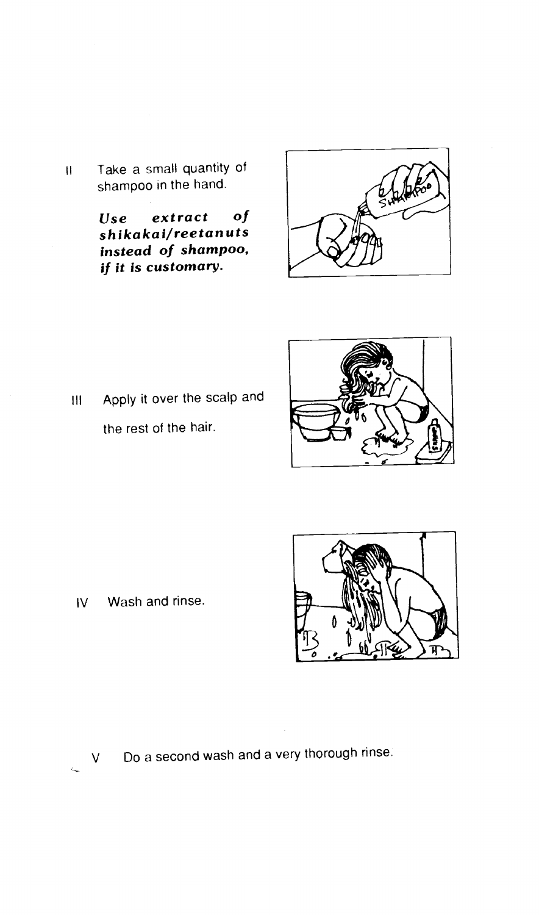II Take a small quantity of shampoo in the hand.

***Use extract of shikakai/reetanuts instead of shampoo, if it is customary.***

III Apply it over the scalp and the rest of the hair.

IV Wash and rinse.

V Do a second wash and a very thorough rinse.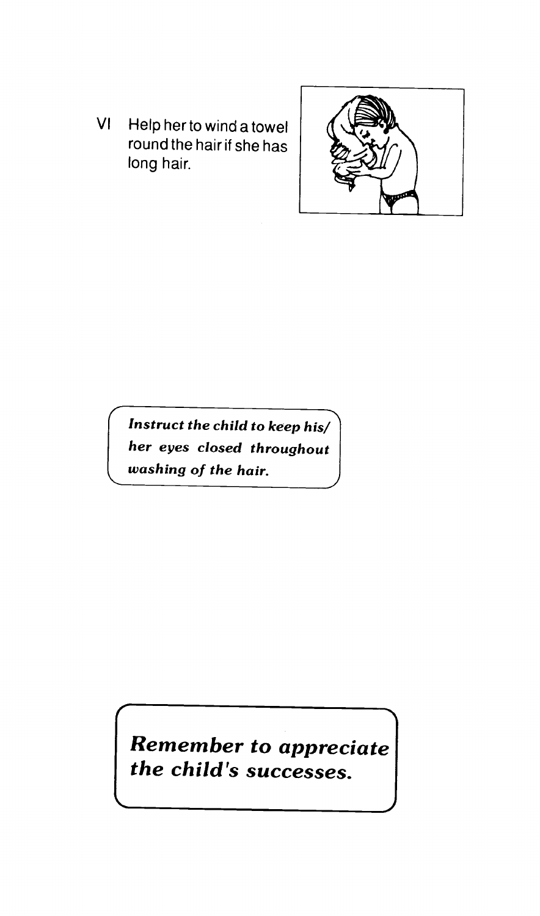VI Help her to wind a towel round the hair if she has long hair.

***Instruct the child to keep his/her eyes closed throughout washing of the hair.***

***Remember to appreciate the child's successes.***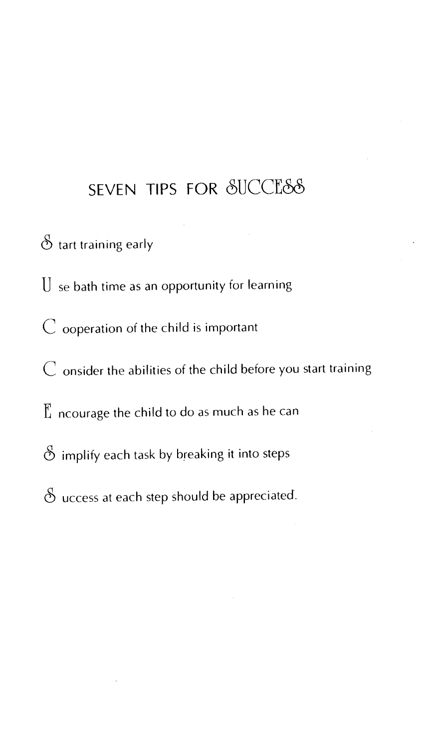# SEVEN TIPS FOR SUCCESS

**S** tart training early

**U** se bath time as an opportunity for learning

**C** ooperation of the child is important

**C** onsider the abilities of the child before you start training

**E** ncourage the child to do as much as he can

**S** implify each task by breaking it into steps

**S** uccess at each step should be appreciated.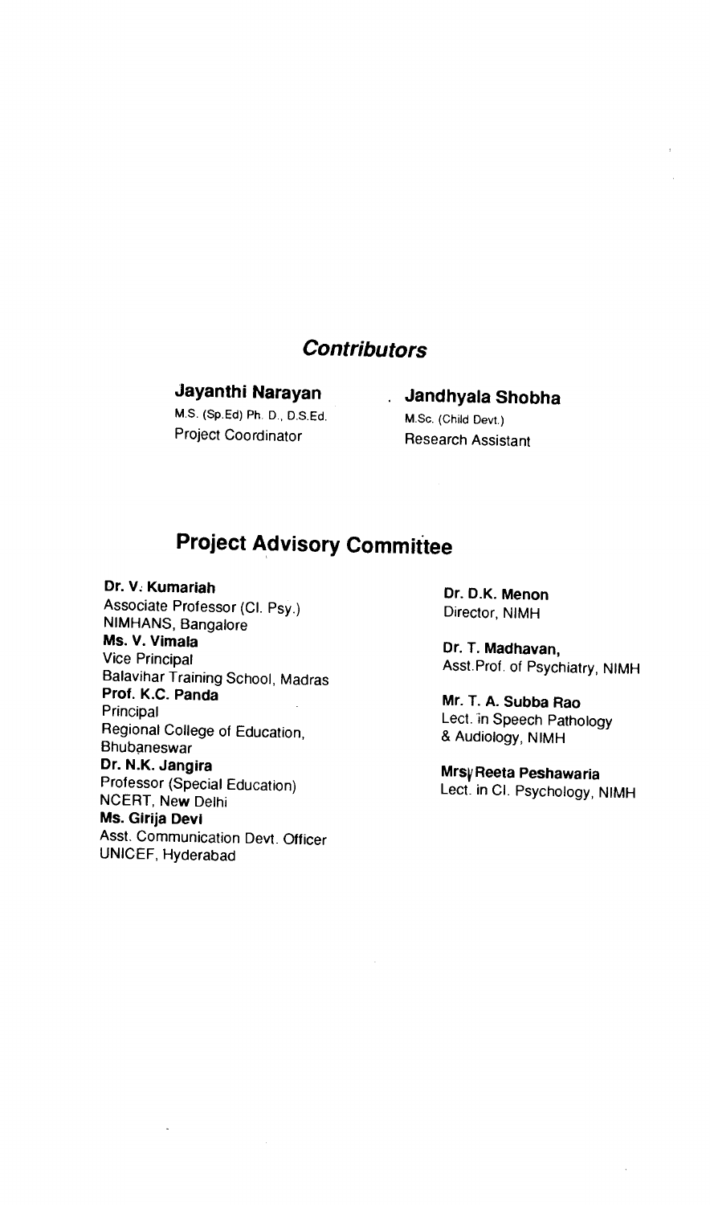## *Contributors*

**Jayanthi Narayan**
M.S. (Sp.Ed) Ph. D., D.S.Ed.
Project Coordinator

**Jandhyala Shobha**
M.Sc. (Child Devt.)
Research Assistant

## Project Advisory Committee

**Dr. V. Kumariah**
Associate Professor (Cl. Psy.)
NIMHANS, Bangalore

**Ms. V. Vimala**
Vice Principal
Balavihar Training School, Madras

**Prof. K.C. Panda**
Principal
Regional College of Education,
Bhubaneswar

**Dr. N.K. Jangira**
Professor (Special Education)
NCERT, New Delhi

**Ms. Girija Devi**
Asst. Communication Devt. Officer
UNICEF, Hyderabad

**Dr. D.K. Menon**
Director, NIMH

**Dr. T. Madhavan,**
Asst.Prof. of Psychiatry, NIMH

**Mr. T. A. Subba Rao**
Lect. in Speech Pathology
& Audiology, NIMH

**Mrs. Reeta Peshawaria**
Lect. in Cl. Psychology, NIMH